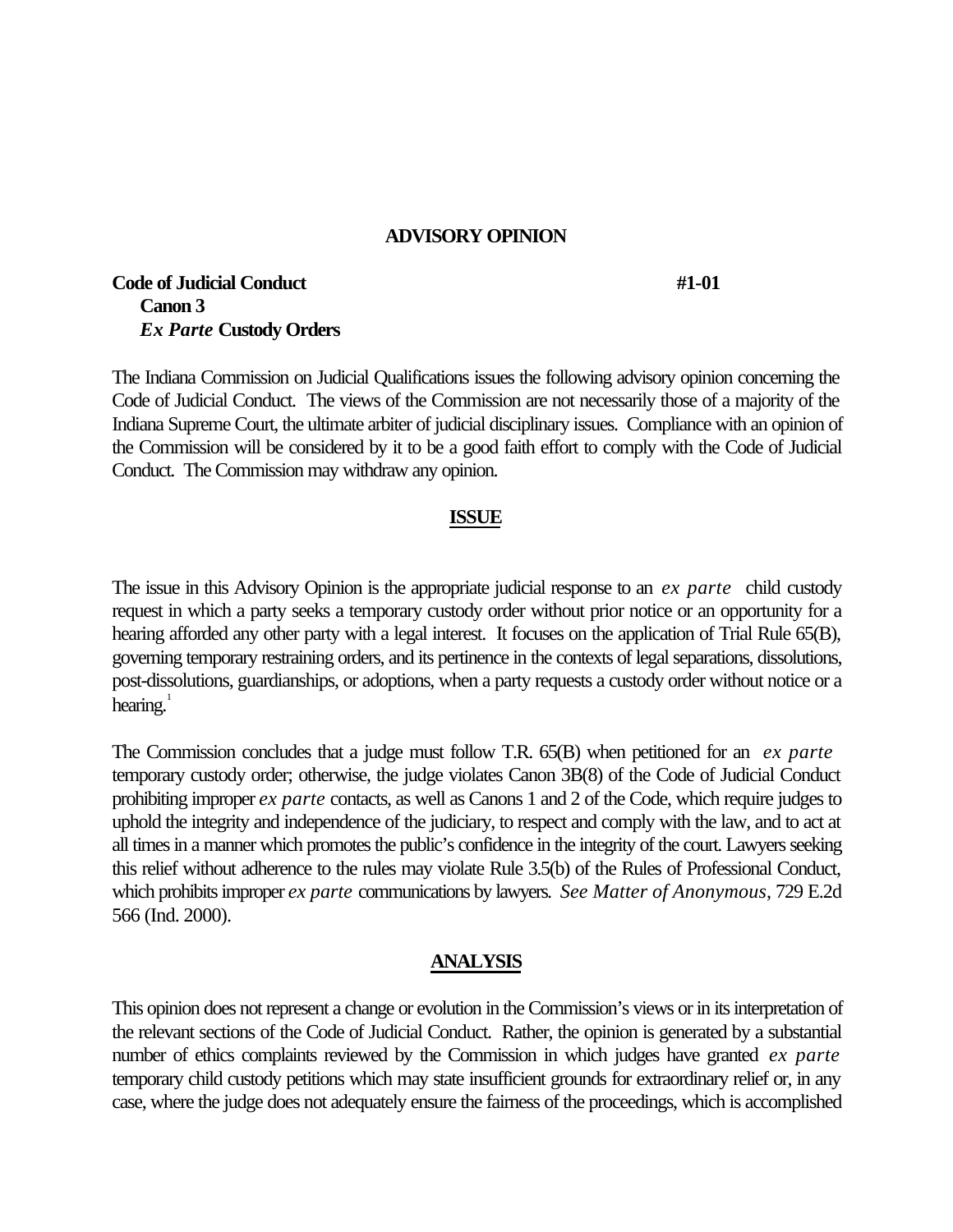**ADVISORY OPINION**

**Code of Judicial Conduct** **#1-01**
**Canon 3**
***Ex Parte* Custody Orders**

The Indiana Commission on Judicial Qualifications issues the following advisory opinion concerning the Code of Judicial Conduct. The views of the Commission are not necessarily those of a majority of the Indiana Supreme Court, the ultimate arbiter of judicial disciplinary issues. Compliance with an opinion of the Commission will be considered by it to be a good faith effort to comply with the Code of Judicial Conduct. The Commission may withdraw any opinion.

## ISSUE

The issue in this Advisory Opinion is the appropriate judicial response to an *ex parte* child custody request in which a party seeks a temporary custody order without prior notice or an opportunity for a hearing afforded any other party with a legal interest. It focuses on the application of Trial Rule 65(B), governing temporary restraining orders, and its pertinence in the contexts of legal separations, dissolutions, post-dissolutions, guardianships, or adoptions, when a party requests a custody order without notice or a hearing.[1]

The Commission concludes that a judge must follow T.R. 65(B) when petitioned for an *ex parte* temporary custody order; otherwise, the judge violates Canon 3B(8) of the Code of Judicial Conduct prohibiting improper *ex parte* contacts, as well as Canons 1 and 2 of the Code, which require judges to uphold the integrity and independence of the judiciary, to respect and comply with the law, and to act at all times in a manner which promotes the public's confidence in the integrity of the court. Lawyers seeking this relief without adherence to the rules may violate Rule 3.5(b) of the Rules of Professional Conduct, which prohibits improper *ex parte* communications by lawyers. *See Matter of Anonymous*, 729 E.2d 566 (Ind. 2000).

## ANALYSIS

This opinion does not represent a change or evolution in the Commission's views or in its interpretation of the relevant sections of the Code of Judicial Conduct. Rather, the opinion is generated by a substantial number of ethics complaints reviewed by the Commission in which judges have granted *ex parte* temporary child custody petitions which may state insufficient grounds for extraordinary relief or, in any case, where the judge does not adequately ensure the fairness of the proceedings, which is accomplished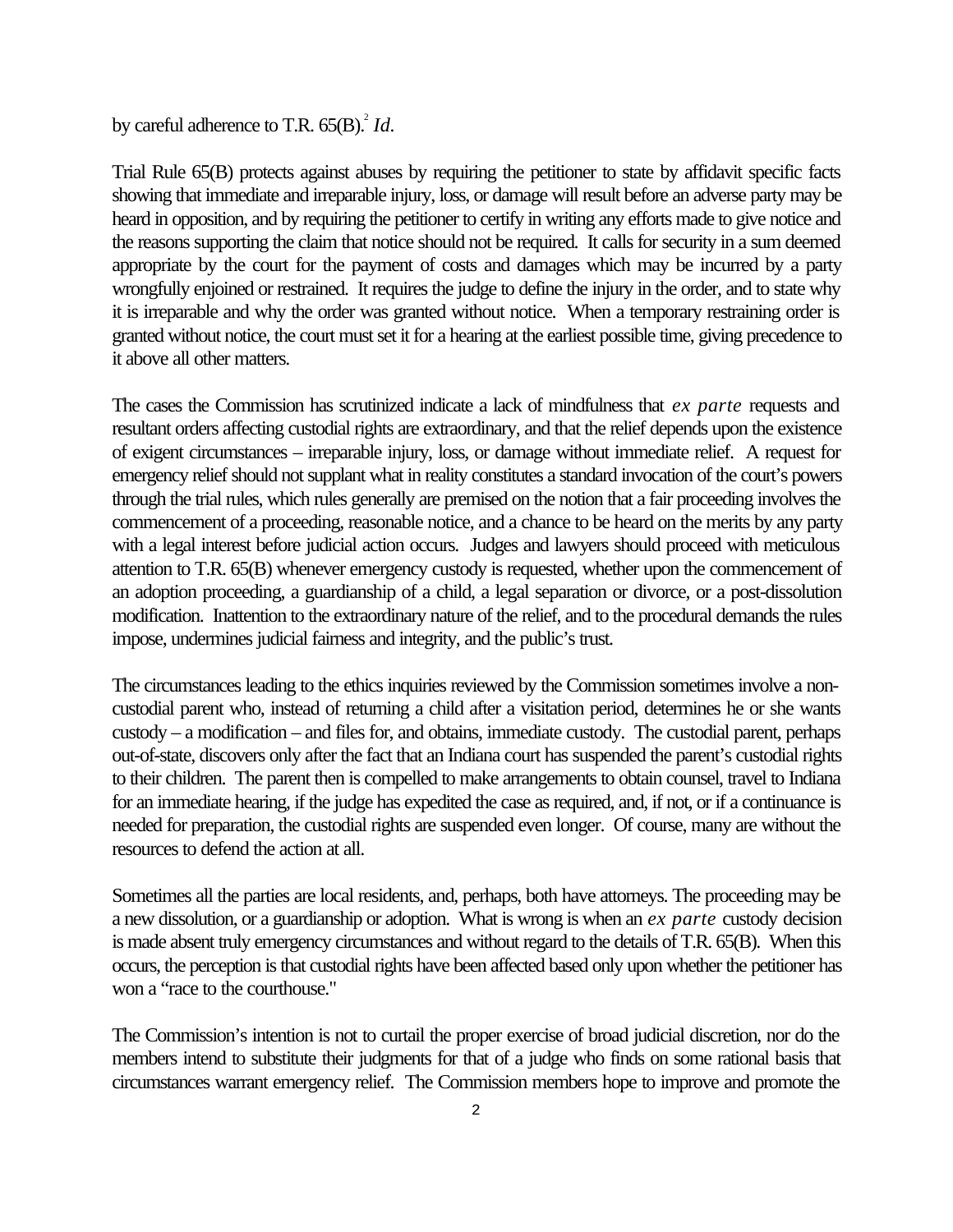by careful adherence to T.R. 65(B).[2] *Id*.

Trial Rule 65(B) protects against abuses by requiring the petitioner to state by affidavit specific facts showing that immediate and irreparable injury, loss, or damage will result before an adverse party may be heard in opposition, and by requiring the petitioner to certify in writing any efforts made to give notice and the reasons supporting the claim that notice should not be required. It calls for security in a sum deemed appropriate by the court for the payment of costs and damages which may be incurred by a party wrongfully enjoined or restrained. It requires the judge to define the injury in the order, and to state why it is irreparable and why the order was granted without notice. When a temporary restraining order is granted without notice, the court must set it for a hearing at the earliest possible time, giving precedence to it above all other matters.

The cases the Commission has scrutinized indicate a lack of mindfulness that *ex parte* requests and resultant orders affecting custodial rights are extraordinary, and that the relief depends upon the existence of exigent circumstances – irreparable injury, loss, or damage without immediate relief. A request for emergency relief should not supplant what in reality constitutes a standard invocation of the court's powers through the trial rules, which rules generally are premised on the notion that a fair proceeding involves the commencement of a proceeding, reasonable notice, and a chance to be heard on the merits by any party with a legal interest before judicial action occurs. Judges and lawyers should proceed with meticulous attention to T.R. 65(B) whenever emergency custody is requested, whether upon the commencement of an adoption proceeding, a guardianship of a child, a legal separation or divorce, or a post-dissolution modification. Inattention to the extraordinary nature of the relief, and to the procedural demands the rules impose, undermines judicial fairness and integrity, and the public's trust.

The circumstances leading to the ethics inquiries reviewed by the Commission sometimes involve a non-custodial parent who, instead of returning a child after a visitation period, determines he or she wants custody – a modification – and files for, and obtains, immediate custody. The custodial parent, perhaps out-of-state, discovers only after the fact that an Indiana court has suspended the parent's custodial rights to their children. The parent then is compelled to make arrangements to obtain counsel, travel to Indiana for an immediate hearing, if the judge has expedited the case as required, and, if not, or if a continuance is needed for preparation, the custodial rights are suspended even longer. Of course, many are without the resources to defend the action at all.

Sometimes all the parties are local residents, and, perhaps, both have attorneys. The proceeding may be a new dissolution, or a guardianship or adoption. What is wrong is when an *ex parte* custody decision is made absent truly emergency circumstances and without regard to the details of T.R. 65(B). When this occurs, the perception is that custodial rights have been affected based only upon whether the petitioner has won a "race to the courthouse."

The Commission's intention is not to curtail the proper exercise of broad judicial discretion, nor do the members intend to substitute their judgments for that of a judge who finds on some rational basis that circumstances warrant emergency relief. The Commission members hope to improve and promote the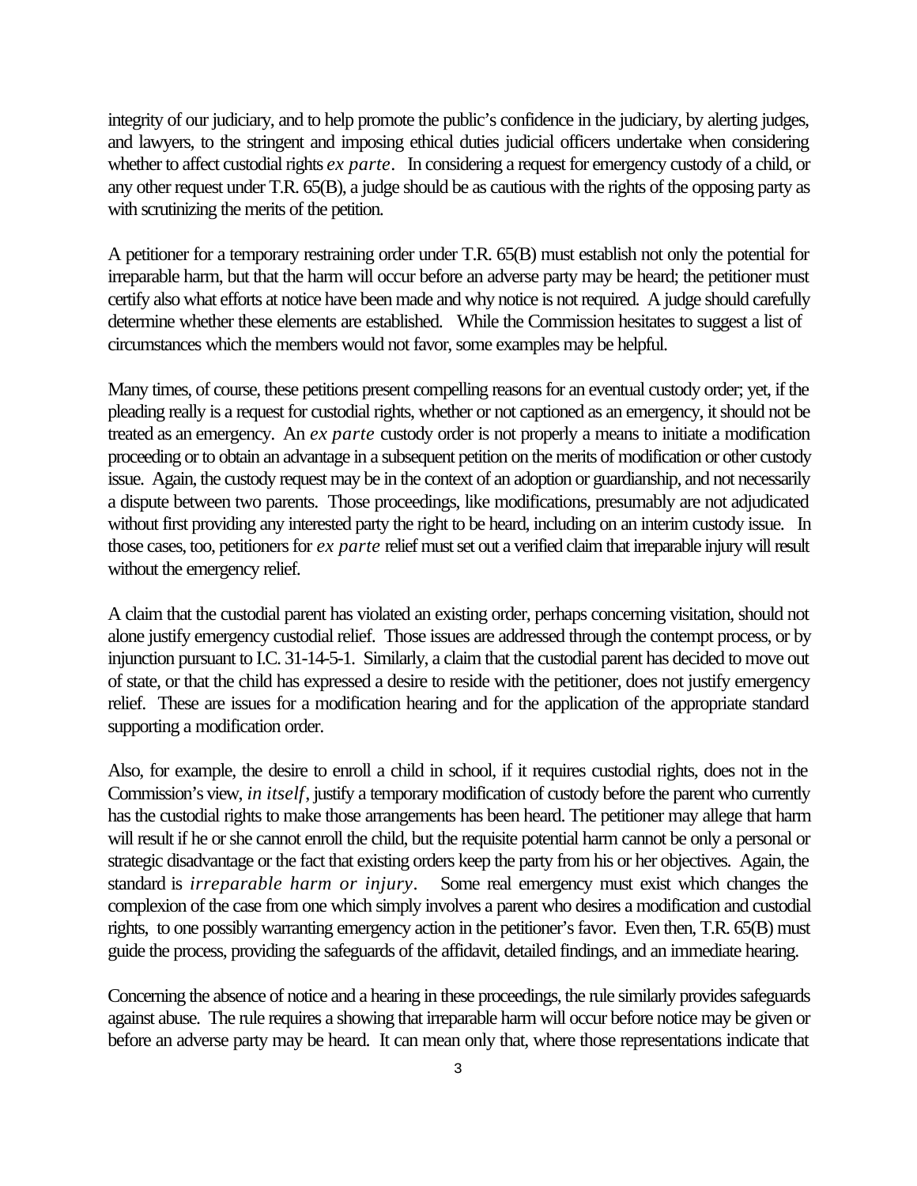integrity of our judiciary, and to help promote the public's confidence in the judiciary, by alerting judges, and lawyers, to the stringent and imposing ethical duties judicial officers undertake when considering whether to affect custodial rights *ex parte*. In considering a request for emergency custody of a child, or any other request under T.R. 65(B), a judge should be as cautious with the rights of the opposing party as with scrutinizing the merits of the petition.

A petitioner for a temporary restraining order under T.R. 65(B) must establish not only the potential for irreparable harm, but that the harm will occur before an adverse party may be heard; the petitioner must certify also what efforts at notice have been made and why notice is not required. A judge should carefully determine whether these elements are established. While the Commission hesitates to suggest a list of circumstances which the members would not favor, some examples may be helpful.

Many times, of course, these petitions present compelling reasons for an eventual custody order; yet, if the pleading really is a request for custodial rights, whether or not captioned as an emergency, it should not be treated as an emergency. An *ex parte* custody order is not properly a means to initiate a modification proceeding or to obtain an advantage in a subsequent petition on the merits of modification or other custody issue. Again, the custody request may be in the context of an adoption or guardianship, and not necessarily a dispute between two parents. Those proceedings, like modifications, presumably are not adjudicated without first providing any interested party the right to be heard, including on an interim custody issue. In those cases, too, petitioners for *ex parte* relief must set out a verified claim that irreparable injury will result without the emergency relief.

A claim that the custodial parent has violated an existing order, perhaps concerning visitation, should not alone justify emergency custodial relief. Those issues are addressed through the contempt process, or by injunction pursuant to I.C. 31-14-5-1. Similarly, a claim that the custodial parent has decided to move out of state, or that the child has expressed a desire to reside with the petitioner, does not justify emergency relief. These are issues for a modification hearing and for the application of the appropriate standard supporting a modification order.

Also, for example, the desire to enroll a child in school, if it requires custodial rights, does not in the Commission's view, *in itself*, justify a temporary modification of custody before the parent who currently has the custodial rights to make those arrangements has been heard. The petitioner may allege that harm will result if he or she cannot enroll the child, but the requisite potential harm cannot be only a personal or strategic disadvantage or the fact that existing orders keep the party from his or her objectives. Again, the standard is *irreparable harm or injury*. Some real emergency must exist which changes the complexion of the case from one which simply involves a parent who desires a modification and custodial rights, to one possibly warranting emergency action in the petitioner's favor. Even then, T.R. 65(B) must guide the process, providing the safeguards of the affidavit, detailed findings, and an immediate hearing.

Concerning the absence of notice and a hearing in these proceedings, the rule similarly provides safeguards against abuse. The rule requires a showing that irreparable harm will occur before notice may be given or before an adverse party may be heard. It can mean only that, where those representations indicate that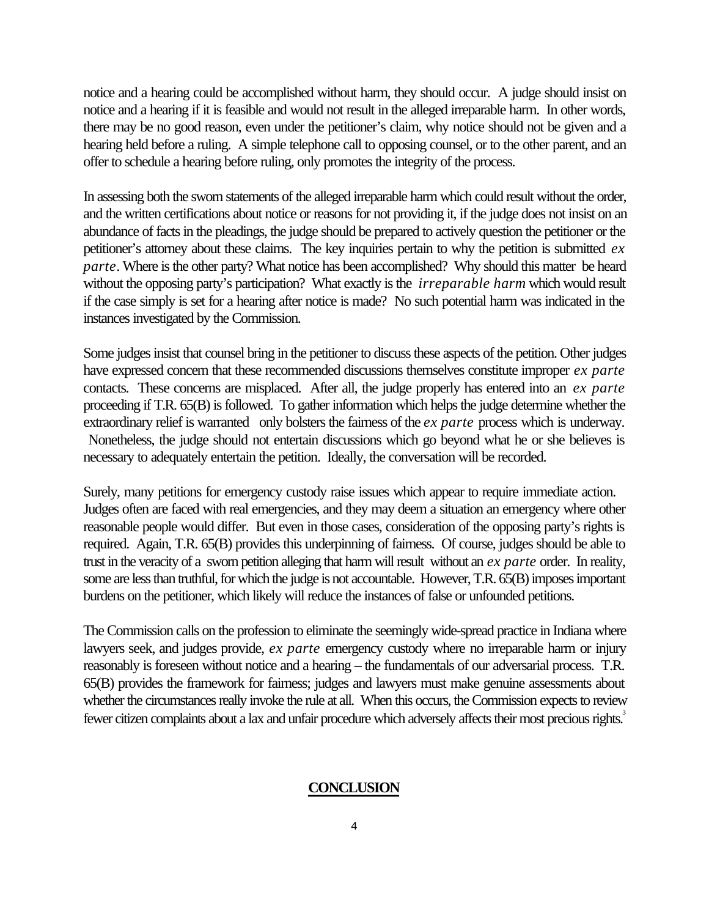notice and a hearing could be accomplished without harm, they should occur. A judge should insist on notice and a hearing if it is feasible and would not result in the alleged irreparable harm. In other words, there may be no good reason, even under the petitioner's claim, why notice should not be given and a hearing held before a ruling. A simple telephone call to opposing counsel, or to the other parent, and an offer to schedule a hearing before ruling, only promotes the integrity of the process.

In assessing both the sworn statements of the alleged irreparable harm which could result without the order, and the written certifications about notice or reasons for not providing it, if the judge does not insist on an abundance of facts in the pleadings, the judge should be prepared to actively question the petitioner or the petitioner's attorney about these claims. The key inquiries pertain to why the petition is submitted *ex parte*. Where is the other party? What notice has been accomplished? Why should this matter be heard without the opposing party's participation? What exactly is the *irreparable harm* which would result if the case simply is set for a hearing after notice is made? No such potential harm was indicated in the instances investigated by the Commission.

Some judges insist that counsel bring in the petitioner to discuss these aspects of the petition. Other judges have expressed concern that these recommended discussions themselves constitute improper *ex parte* contacts. These concerns are misplaced. After all, the judge properly has entered into an *ex parte* proceeding if T.R. 65(B) is followed. To gather information which helps the judge determine whether the extraordinary relief is warranted only bolsters the fairness of the *ex parte* process which is underway. Nonetheless, the judge should not entertain discussions which go beyond what he or she believes is necessary to adequately entertain the petition. Ideally, the conversation will be recorded.

Surely, many petitions for emergency custody raise issues which appear to require immediate action. Judges often are faced with real emergencies, and they may deem a situation an emergency where other reasonable people would differ. But even in those cases, consideration of the opposing party's rights is required. Again, T.R. 65(B) provides this underpinning of fairness. Of course, judges should be able to trust in the veracity of a sworn petition alleging that harm will result without an *ex parte* order. In reality, some are less than truthful, for which the judge is not accountable. However, T.R. 65(B) imposes important burdens on the petitioner, which likely will reduce the instances of false or unfounded petitions.

The Commission calls on the profession to eliminate the seemingly wide-spread practice in Indiana where lawyers seek, and judges provide, *ex parte* emergency custody where no irreparable harm or injury reasonably is foreseen without notice and a hearing – the fundamentals of our adversarial process. T.R. 65(B) provides the framework for fairness; judges and lawyers must make genuine assessments about whether the circumstances really invoke the rule at all. When this occurs, the Commission expects to review fewer citizen complaints about a lax and unfair procedure which adversely affects their most precious rights.[3]

## **CONCLUSION**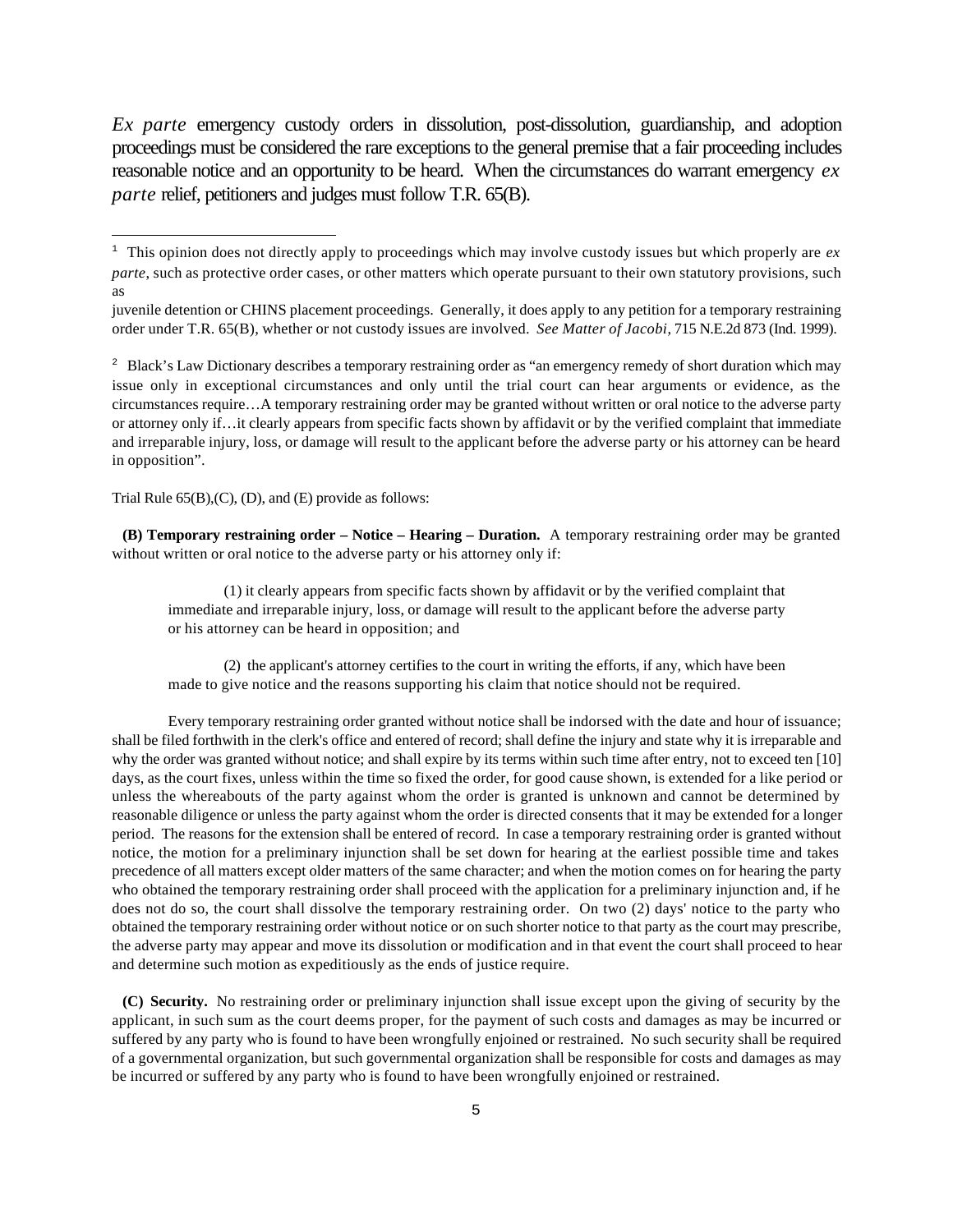*Ex parte* emergency custody orders in dissolution, post-dissolution, guardianship, and adoption proceedings must be considered the rare exceptions to the general premise that a fair proceeding includes reasonable notice and an opportunity to be heard. When the circumstances do warrant emergency *ex parte* relief, petitioners and judges must follow T.R. 65(B).

---

[1] This opinion does not directly apply to proceedings which may involve custody issues but which properly are *ex parte*, such as protective order cases, or other matters which operate pursuant to their own statutory provisions, such as

juvenile detention or CHINS placement proceedings. Generally, it does apply to any petition for a temporary restraining order under T.R. 65(B), whether or not custody issues are involved. *See Matter of Jacobi*, 715 N.E.2d 873 (Ind. 1999).

[2] Black's Law Dictionary describes a temporary restraining order as "an emergency remedy of short duration which may issue only in exceptional circumstances and only until the trial court can hear arguments or evidence, as the circumstances require…A temporary restraining order may be granted without written or oral notice to the adverse party or attorney only if…it clearly appears from specific facts shown by affidavit or by the verified complaint that immediate and irreparable injury, loss, or damage will result to the applicant before the adverse party or his attorney can be heard in opposition".

Trial Rule 65(B),(C), (D), and (E) provide as follows:

**(B) Temporary restraining order – Notice – Hearing – Duration.** A temporary restraining order may be granted without written or oral notice to the adverse party or his attorney only if:

(1) it clearly appears from specific facts shown by affidavit or by the verified complaint that immediate and irreparable injury, loss, or damage will result to the applicant before the adverse party or his attorney can be heard in opposition; and

(2) the applicant's attorney certifies to the court in writing the efforts, if any, which have been made to give notice and the reasons supporting his claim that notice should not be required.

Every temporary restraining order granted without notice shall be indorsed with the date and hour of issuance; shall be filed forthwith in the clerk's office and entered of record; shall define the injury and state why it is irreparable and why the order was granted without notice; and shall expire by its terms within such time after entry, not to exceed ten [10] days, as the court fixes, unless within the time so fixed the order, for good cause shown, is extended for a like period or unless the whereabouts of the party against whom the order is granted is unknown and cannot be determined by reasonable diligence or unless the party against whom the order is directed consents that it may be extended for a longer period. The reasons for the extension shall be entered of record. In case a temporary restraining order is granted without notice, the motion for a preliminary injunction shall be set down for hearing at the earliest possible time and takes precedence of all matters except older matters of the same character; and when the motion comes on for hearing the party who obtained the temporary restraining order shall proceed with the application for a preliminary injunction and, if he does not do so, the court shall dissolve the temporary restraining order. On two (2) days' notice to the party who obtained the temporary restraining order without notice or on such shorter notice to that party as the court may prescribe, the adverse party may appear and move its dissolution or modification and in that event the court shall proceed to hear and determine such motion as expeditiously as the ends of justice require.

**(C) Security.** No restraining order or preliminary injunction shall issue except upon the giving of security by the applicant, in such sum as the court deems proper, for the payment of such costs and damages as may be incurred or suffered by any party who is found to have been wrongfully enjoined or restrained. No such security shall be required of a governmental organization, but such governmental organization shall be responsible for costs and damages as may be incurred or suffered by any party who is found to have been wrongfully enjoined or restrained.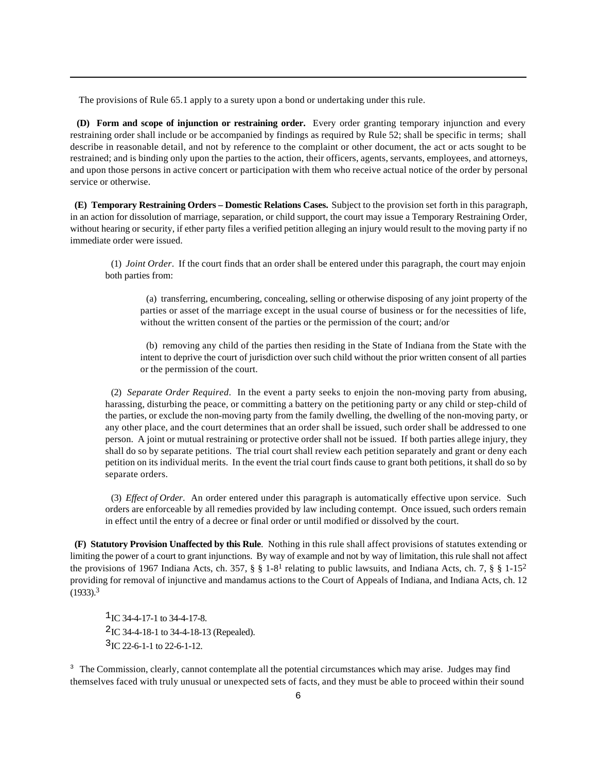The provisions of Rule 65.1 apply to a surety upon a bond or undertaking under this rule.

**(D) Form and scope of injunction or restraining order.** Every order granting temporary injunction and every restraining order shall include or be accompanied by findings as required by Rule 52; shall be specific in terms; shall describe in reasonable detail, and not by reference to the complaint or other document, the act or acts sought to be restrained; and is binding only upon the parties to the action, their officers, agents, servants, employees, and attorneys, and upon those persons in active concert or participation with them who receive actual notice of the order by personal service or otherwise.

**(E) Temporary Restraining Orders – Domestic Relations Cases.** Subject to the provision set forth in this paragraph, in an action for dissolution of marriage, separation, or child support, the court may issue a Temporary Restraining Order, without hearing or security, if ether party files a verified petition alleging an injury would result to the moving party if no immediate order were issued.

(1) *Joint Order*. If the court finds that an order shall be entered under this paragraph, the court may enjoin both parties from:

(a) transferring, encumbering, concealing, selling or otherwise disposing of any joint property of the parties or asset of the marriage except in the usual course of business or for the necessities of life, without the written consent of the parties or the permission of the court; and/or

(b) removing any child of the parties then residing in the State of Indiana from the State with the intent to deprive the court of jurisdiction over such child without the prior written consent of all parties or the permission of the court.

(2) *Separate Order Required*. In the event a party seeks to enjoin the non-moving party from abusing, harassing, disturbing the peace, or committing a battery on the petitioning party or any child or step-child of the parties, or exclude the non-moving party from the family dwelling, the dwelling of the non-moving party, or any other place, and the court determines that an order shall be issued, such order shall be addressed to one person. A joint or mutual restraining or protective order shall not be issued. If both parties allege injury, they shall do so by separate petitions. The trial court shall review each petition separately and grant or deny each petition on its individual merits. In the event the trial court finds cause to grant both petitions, it shall do so by separate orders.

(3) *Effect of Order*. An order entered under this paragraph is automatically effective upon service. Such orders are enforceable by all remedies provided by law including contempt. Once issued, such orders remain in effect until the entry of a decree or final order or until modified or dissolved by the court.

**(F) Statutory Provision Unaffected by this Rule**. Nothing in this rule shall affect provisions of statutes extending or limiting the power of a court to grant injunctions. By way of example and not by way of limitation, this rule shall not affect the provisions of 1967 Indiana Acts, ch. 357, § § 1-8[1] relating to public lawsuits, and Indiana Acts, ch. 7, § § 1-15[2] providing for removal of injunctive and mandamus actions to the Court of Appeals of Indiana, and Indiana Acts, ch. 12 (1933).[3]

[1]IC 34-4-17-1 to 34-4-17-8.
[2]IC 34-4-18-1 to 34-4-18-13 (Repealed).
[3]IC 22-6-1-1 to 22-6-1-12.

[3] The Commission, clearly, cannot contemplate all the potential circumstances which may arise. Judges may find themselves faced with truly unusual or unexpected sets of facts, and they must be able to proceed within their sound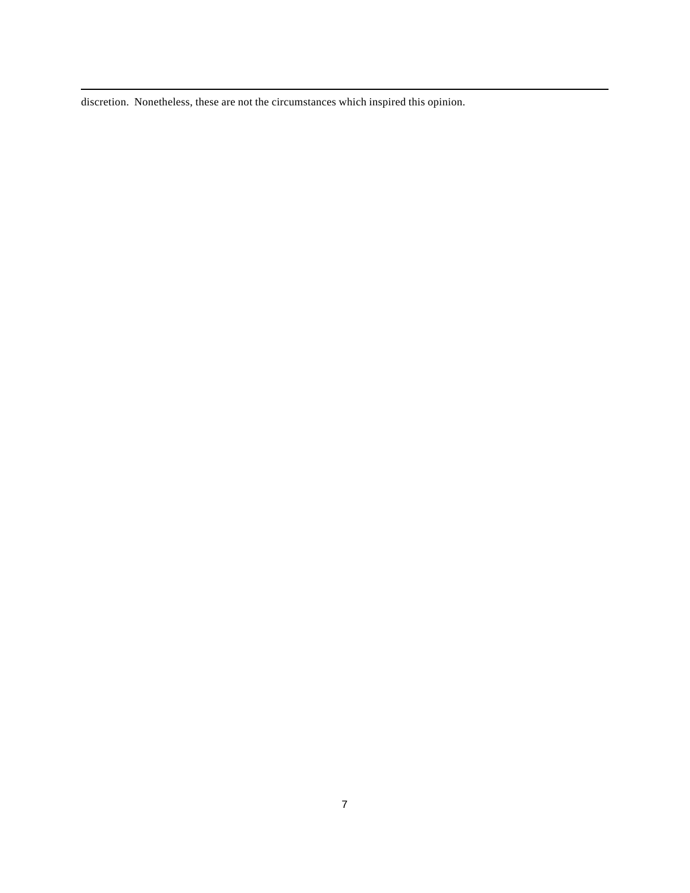discretion.  Nonetheless, these are not the circumstances which inspired this opinion.